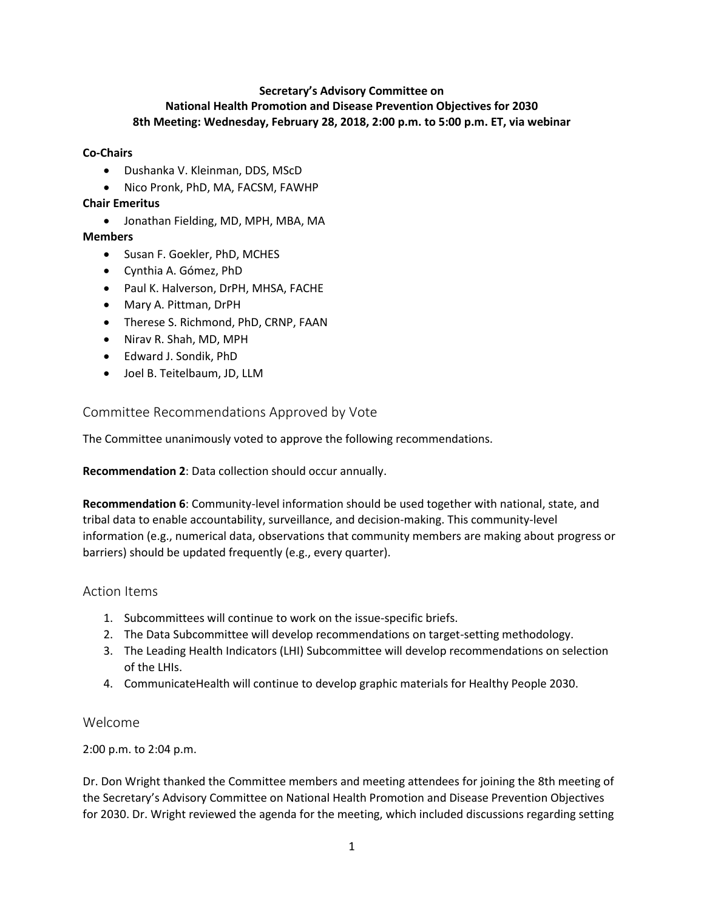**Secretary's Advisory Committee on National Health Promotion and Disease Prevention Objectives for 2030**
**8th Meeting: Wednesday, February 28, 2018, 2:00 p.m. to 5:00 p.m. ET, via webinar**

**Co-Chairs**

- Dushanka V. Kleinman, DDS, MScD
- Nico Pronk, PhD, MA, FACSM, FAWHP

**Chair Emeritus**

- Jonathan Fielding, MD, MPH, MBA, MA

**Members**

- Susan F. Goekler, PhD, MCHES
- Cynthia A. Gómez, PhD
- Paul K. Halverson, DrPH, MHSA, FACHE
- Mary A. Pittman, DrPH
- Therese S. Richmond, PhD, CRNP, FAAN
- Nirav R. Shah, MD, MPH
- Edward J. Sondik, PhD
- Joel B. Teitelbaum, JD, LLM

## Committee Recommendations Approved by Vote

The Committee unanimously voted to approve the following recommendations.

**Recommendation 2**: Data collection should occur annually.

**Recommendation 6**: Community-level information should be used together with national, state, and tribal data to enable accountability, surveillance, and decision-making. This community-level information (e.g., numerical data, observations that community members are making about progress or barriers) should be updated frequently (e.g., every quarter).

## Action Items

1. Subcommittees will continue to work on the issue-specific briefs.
2. The Data Subcommittee will develop recommendations on target-setting methodology.
3. The Leading Health Indicators (LHI) Subcommittee will develop recommendations on selection of the LHIs.
4. CommunicateHealth will continue to develop graphic materials for Healthy People 2030.

## Welcome

2:00 p.m. to 2:04 p.m.

Dr. Don Wright thanked the Committee members and meeting attendees for joining the 8th meeting of the Secretary's Advisory Committee on National Health Promotion and Disease Prevention Objectives for 2030. Dr. Wright reviewed the agenda for the meeting, which included discussions regarding setting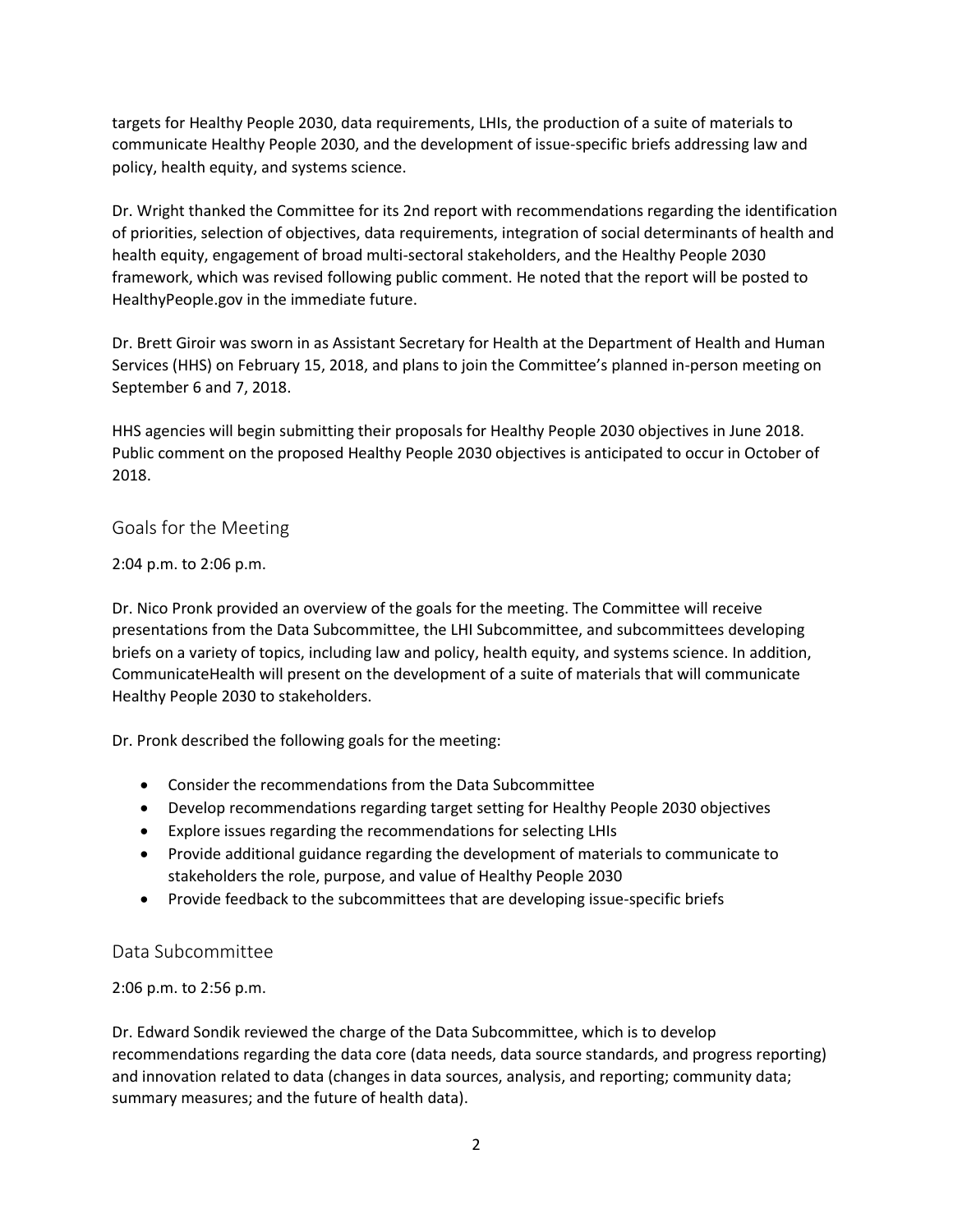targets for Healthy People 2030, data requirements, LHIs, the production of a suite of materials to communicate Healthy People 2030, and the development of issue-specific briefs addressing law and policy, health equity, and systems science.

Dr. Wright thanked the Committee for its 2nd report with recommendations regarding the identification of priorities, selection of objectives, data requirements, integration of social determinants of health and health equity, engagement of broad multi-sectoral stakeholders, and the Healthy People 2030 framework, which was revised following public comment. He noted that the report will be posted to HealthyPeople.gov in the immediate future.

Dr. Brett Giroir was sworn in as Assistant Secretary for Health at the Department of Health and Human Services (HHS) on February 15, 2018, and plans to join the Committee's planned in-person meeting on September 6 and 7, 2018.

HHS agencies will begin submitting their proposals for Healthy People 2030 objectives in June 2018. Public comment on the proposed Healthy People 2030 objectives is anticipated to occur in October of 2018.

## Goals for the Meeting

2:04 p.m. to 2:06 p.m.

Dr. Nico Pronk provided an overview of the goals for the meeting. The Committee will receive presentations from the Data Subcommittee, the LHI Subcommittee, and subcommittees developing briefs on a variety of topics, including law and policy, health equity, and systems science. In addition, CommunicateHealth will present on the development of a suite of materials that will communicate Healthy People 2030 to stakeholders.

Dr. Pronk described the following goals for the meeting:

- Consider the recommendations from the Data Subcommittee
- Develop recommendations regarding target setting for Healthy People 2030 objectives
- Explore issues regarding the recommendations for selecting LHIs
- Provide additional guidance regarding the development of materials to communicate to stakeholders the role, purpose, and value of Healthy People 2030
- Provide feedback to the subcommittees that are developing issue-specific briefs

## Data Subcommittee

2:06 p.m. to 2:56 p.m.

Dr. Edward Sondik reviewed the charge of the Data Subcommittee, which is to develop recommendations regarding the data core (data needs, data source standards, and progress reporting) and innovation related to data (changes in data sources, analysis, and reporting; community data; summary measures; and the future of health data).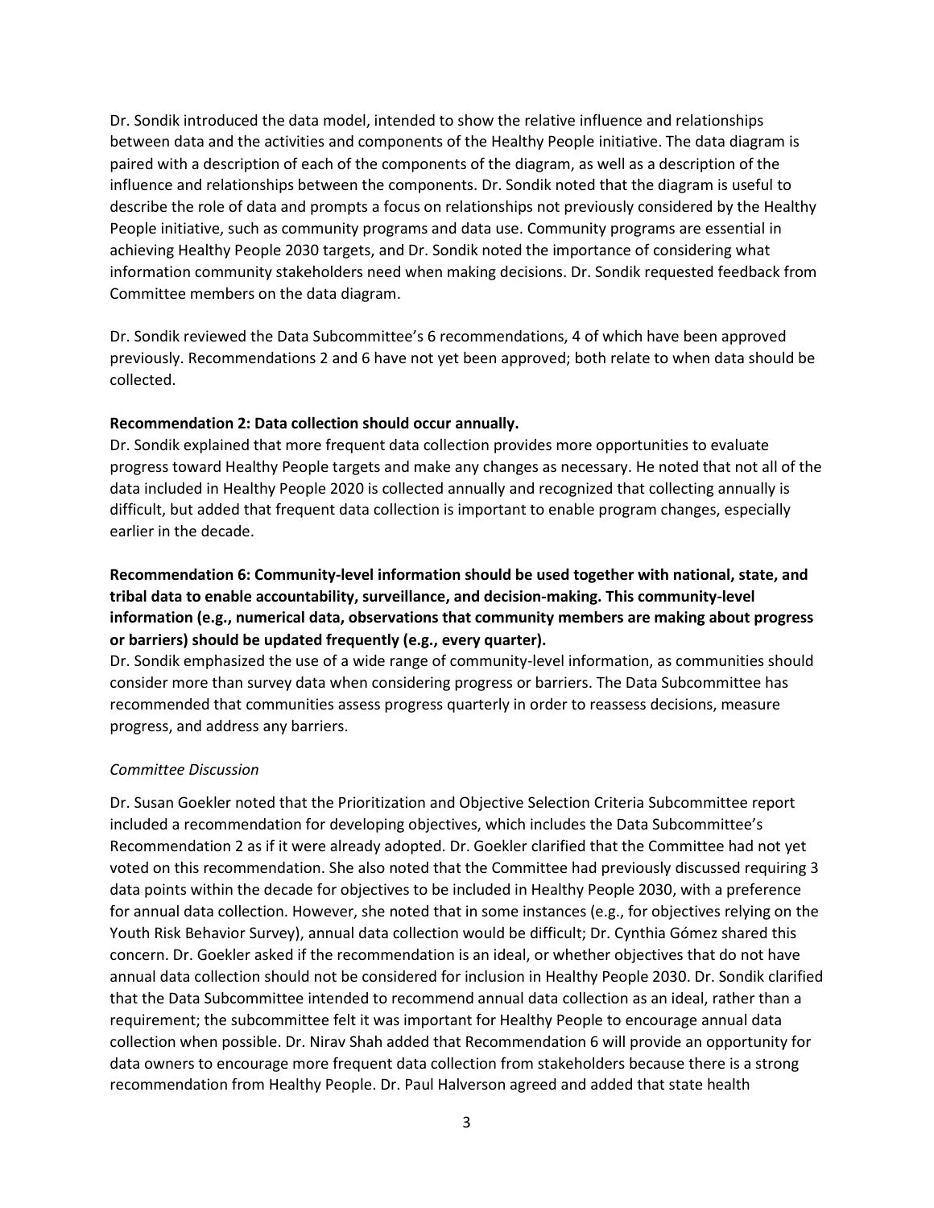Dr. Sondik introduced the data model, intended to show the relative influence and relationships between data and the activities and components of the Healthy People initiative. The data diagram is paired with a description of each of the components of the diagram, as well as a description of the influence and relationships between the components. Dr. Sondik noted that the diagram is useful to describe the role of data and prompts a focus on relationships not previously considered by the Healthy People initiative, such as community programs and data use. Community programs are essential in achieving Healthy People 2030 targets, and Dr. Sondik noted the importance of considering what information community stakeholders need when making decisions. Dr. Sondik requested feedback from Committee members on the data diagram.

Dr. Sondik reviewed the Data Subcommittee's 6 recommendations, 4 of which have been approved previously. Recommendations 2 and 6 have not yet been approved; both relate to when data should be collected.

**Recommendation 2: Data collection should occur annually.**
Dr. Sondik explained that more frequent data collection provides more opportunities to evaluate progress toward Healthy People targets and make any changes as necessary. He noted that not all of the data included in Healthy People 2020 is collected annually and recognized that collecting annually is difficult, but added that frequent data collection is important to enable program changes, especially earlier in the decade.

**Recommendation 6: Community-level information should be used together with national, state, and tribal data to enable accountability, surveillance, and decision-making. This community-level information (e.g., numerical data, observations that community members are making about progress or barriers) should be updated frequently (e.g., every quarter).**
Dr. Sondik emphasized the use of a wide range of community-level information, as communities should consider more than survey data when considering progress or barriers. The Data Subcommittee has recommended that communities assess progress quarterly in order to reassess decisions, measure progress, and address any barriers.

*Committee Discussion*

Dr. Susan Goekler noted that the Prioritization and Objective Selection Criteria Subcommittee report included a recommendation for developing objectives, which includes the Data Subcommittee's Recommendation 2 as if it were already adopted. Dr. Goekler clarified that the Committee had not yet voted on this recommendation. She also noted that the Committee had previously discussed requiring 3 data points within the decade for objectives to be included in Healthy People 2030, with a preference for annual data collection. However, she noted that in some instances (e.g., for objectives relying on the Youth Risk Behavior Survey), annual data collection would be difficult; Dr. Cynthia Gómez shared this concern. Dr. Goekler asked if the recommendation is an ideal, or whether objectives that do not have annual data collection should not be considered for inclusion in Healthy People 2030. Dr. Sondik clarified that the Data Subcommittee intended to recommend annual data collection as an ideal, rather than a requirement; the subcommittee felt it was important for Healthy People to encourage annual data collection when possible. Dr. Nirav Shah added that Recommendation 6 will provide an opportunity for data owners to encourage more frequent data collection from stakeholders because there is a strong recommendation from Healthy People. Dr. Paul Halverson agreed and added that state health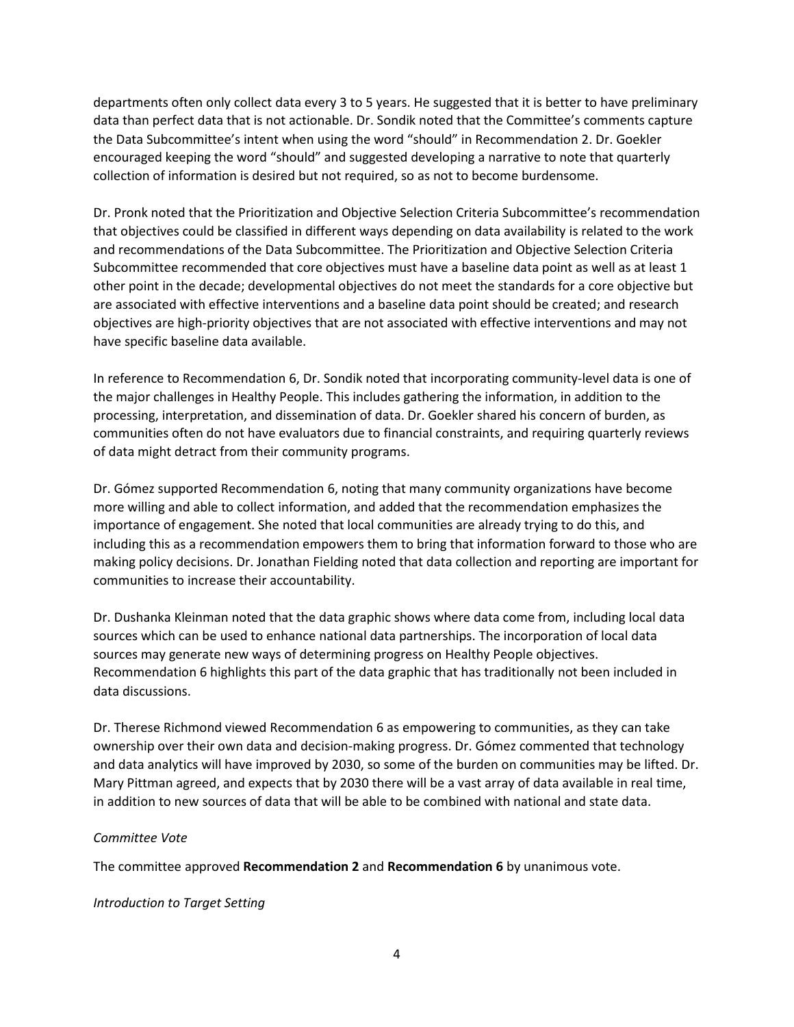departments often only collect data every 3 to 5 years. He suggested that it is better to have preliminary data than perfect data that is not actionable. Dr. Sondik noted that the Committee's comments capture the Data Subcommittee's intent when using the word "should" in Recommendation 2. Dr. Goekler encouraged keeping the word "should" and suggested developing a narrative to note that quarterly collection of information is desired but not required, so as not to become burdensome.

Dr. Pronk noted that the Prioritization and Objective Selection Criteria Subcommittee's recommendation that objectives could be classified in different ways depending on data availability is related to the work and recommendations of the Data Subcommittee. The Prioritization and Objective Selection Criteria Subcommittee recommended that core objectives must have a baseline data point as well as at least 1 other point in the decade; developmental objectives do not meet the standards for a core objective but are associated with effective interventions and a baseline data point should be created; and research objectives are high-priority objectives that are not associated with effective interventions and may not have specific baseline data available.

In reference to Recommendation 6, Dr. Sondik noted that incorporating community-level data is one of the major challenges in Healthy People. This includes gathering the information, in addition to the processing, interpretation, and dissemination of data. Dr. Goekler shared his concern of burden, as communities often do not have evaluators due to financial constraints, and requiring quarterly reviews of data might detract from their community programs.

Dr. Gómez supported Recommendation 6, noting that many community organizations have become more willing and able to collect information, and added that the recommendation emphasizes the importance of engagement. She noted that local communities are already trying to do this, and including this as a recommendation empowers them to bring that information forward to those who are making policy decisions. Dr. Jonathan Fielding noted that data collection and reporting are important for communities to increase their accountability.

Dr. Dushanka Kleinman noted that the data graphic shows where data come from, including local data sources which can be used to enhance national data partnerships. The incorporation of local data sources may generate new ways of determining progress on Healthy People objectives. Recommendation 6 highlights this part of the data graphic that has traditionally not been included in data discussions.

Dr. Therese Richmond viewed Recommendation 6 as empowering to communities, as they can take ownership over their own data and decision-making progress. Dr. Gómez commented that technology and data analytics will have improved by 2030, so some of the burden on communities may be lifted. Dr. Mary Pittman agreed, and expects that by 2030 there will be a vast array of data available in real time, in addition to new sources of data that will be able to be combined with national and state data.

*Committee Vote*

The committee approved **Recommendation 2** and **Recommendation 6** by unanimous vote.

*Introduction to Target Setting*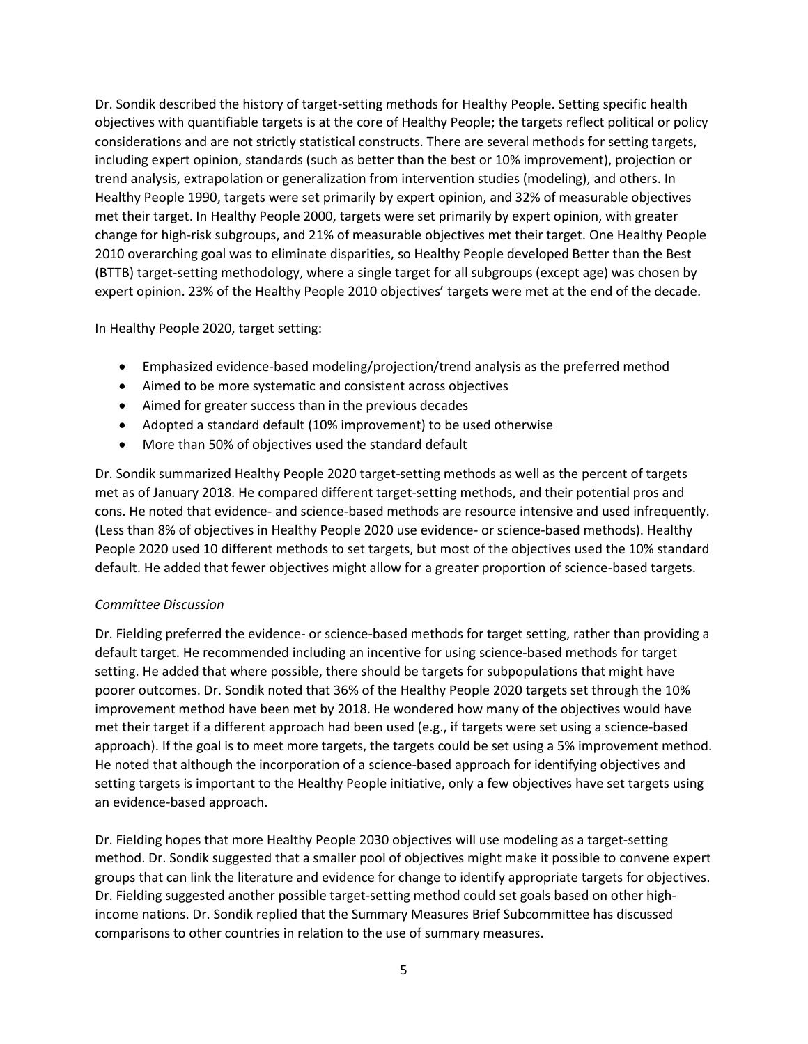Dr. Sondik described the history of target-setting methods for Healthy People. Setting specific health objectives with quantifiable targets is at the core of Healthy People; the targets reflect political or policy considerations and are not strictly statistical constructs. There are several methods for setting targets, including expert opinion, standards (such as better than the best or 10% improvement), projection or trend analysis, extrapolation or generalization from intervention studies (modeling), and others. In Healthy People 1990, targets were set primarily by expert opinion, and 32% of measurable objectives met their target. In Healthy People 2000, targets were set primarily by expert opinion, with greater change for high-risk subgroups, and 21% of measurable objectives met their target. One Healthy People 2010 overarching goal was to eliminate disparities, so Healthy People developed Better than the Best (BTTB) target-setting methodology, where a single target for all subgroups (except age) was chosen by expert opinion. 23% of the Healthy People 2010 objectives' targets were met at the end of the decade.

In Healthy People 2020, target setting:

- Emphasized evidence-based modeling/projection/trend analysis as the preferred method
- Aimed to be more systematic and consistent across objectives
- Aimed for greater success than in the previous decades
- Adopted a standard default (10% improvement) to be used otherwise
- More than 50% of objectives used the standard default

Dr. Sondik summarized Healthy People 2020 target-setting methods as well as the percent of targets met as of January 2018. He compared different target-setting methods, and their potential pros and cons. He noted that evidence- and science-based methods are resource intensive and used infrequently. (Less than 8% of objectives in Healthy People 2020 use evidence- or science-based methods). Healthy People 2020 used 10 different methods to set targets, but most of the objectives used the 10% standard default. He added that fewer objectives might allow for a greater proportion of science-based targets.

*Committee Discussion*

Dr. Fielding preferred the evidence- or science-based methods for target setting, rather than providing a default target. He recommended including an incentive for using science-based methods for target setting. He added that where possible, there should be targets for subpopulations that might have poorer outcomes. Dr. Sondik noted that 36% of the Healthy People 2020 targets set through the 10% improvement method have been met by 2018. He wondered how many of the objectives would have met their target if a different approach had been used (e.g., if targets were set using a science-based approach). If the goal is to meet more targets, the targets could be set using a 5% improvement method. He noted that although the incorporation of a science-based approach for identifying objectives and setting targets is important to the Healthy People initiative, only a few objectives have set targets using an evidence-based approach.

Dr. Fielding hopes that more Healthy People 2030 objectives will use modeling as a target-setting method. Dr. Sondik suggested that a smaller pool of objectives might make it possible to convene expert groups that can link the literature and evidence for change to identify appropriate targets for objectives. Dr. Fielding suggested another possible target-setting method could set goals based on other high-income nations. Dr. Sondik replied that the Summary Measures Brief Subcommittee has discussed comparisons to other countries in relation to the use of summary measures.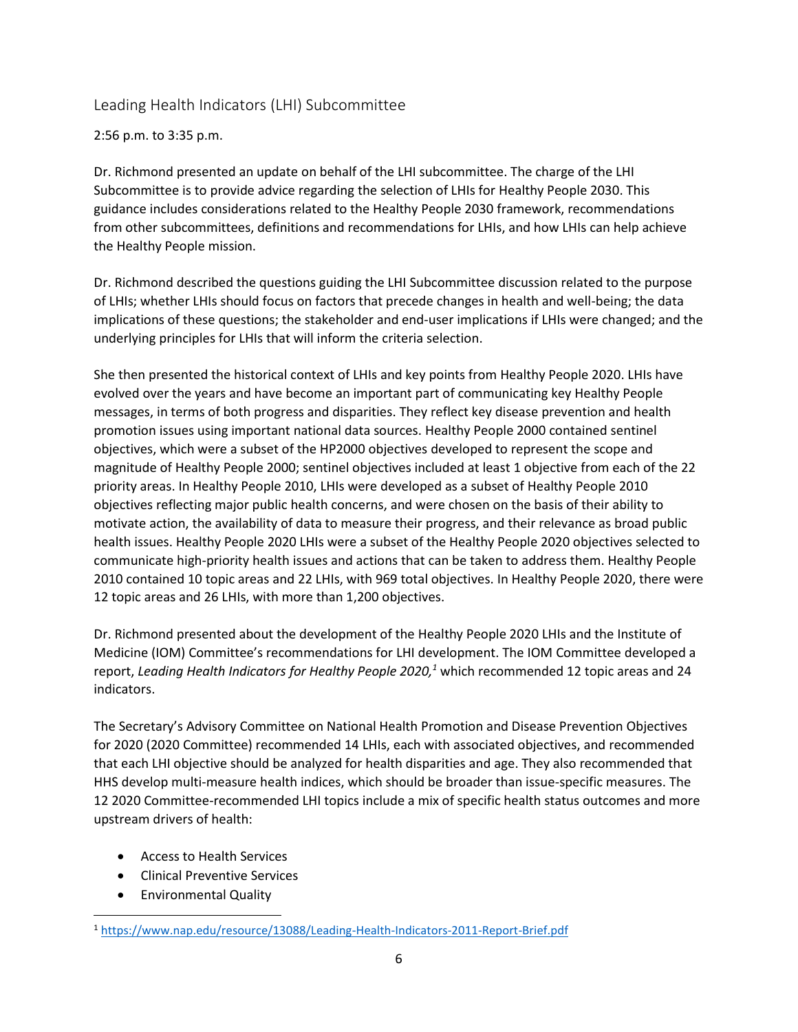## Leading Health Indicators (LHI) Subcommittee

2:56 p.m. to 3:35 p.m.

Dr. Richmond presented an update on behalf of the LHI subcommittee. The charge of the LHI Subcommittee is to provide advice regarding the selection of LHIs for Healthy People 2030. This guidance includes considerations related to the Healthy People 2030 framework, recommendations from other subcommittees, definitions and recommendations for LHIs, and how LHIs can help achieve the Healthy People mission.

Dr. Richmond described the questions guiding the LHI Subcommittee discussion related to the purpose of LHIs; whether LHIs should focus on factors that precede changes in health and well-being; the data implications of these questions; the stakeholder and end-user implications if LHIs were changed; and the underlying principles for LHIs that will inform the criteria selection.

She then presented the historical context of LHIs and key points from Healthy People 2020. LHIs have evolved over the years and have become an important part of communicating key Healthy People messages, in terms of both progress and disparities. They reflect key disease prevention and health promotion issues using important national data sources. Healthy People 2000 contained sentinel objectives, which were a subset of the HP2000 objectives developed to represent the scope and magnitude of Healthy People 2000; sentinel objectives included at least 1 objective from each of the 22 priority areas. In Healthy People 2010, LHIs were developed as a subset of Healthy People 2010 objectives reflecting major public health concerns, and were chosen on the basis of their ability to motivate action, the availability of data to measure their progress, and their relevance as broad public health issues. Healthy People 2020 LHIs were a subset of the Healthy People 2020 objectives selected to communicate high-priority health issues and actions that can be taken to address them. Healthy People 2010 contained 10 topic areas and 22 LHIs, with 969 total objectives. In Healthy People 2020, there were 12 topic areas and 26 LHIs, with more than 1,200 objectives.

Dr. Richmond presented about the development of the Healthy People 2020 LHIs and the Institute of Medicine (IOM) Committee's recommendations for LHI development. The IOM Committee developed a report, *Leading Health Indicators for Healthy People 2020,*[1] which recommended 12 topic areas and 24 indicators.

The Secretary's Advisory Committee on National Health Promotion and Disease Prevention Objectives for 2020 (2020 Committee) recommended 14 LHIs, each with associated objectives, and recommended that each LHI objective should be analyzed for health disparities and age. They also recommended that HHS develop multi-measure health indices, which should be broader than issue-specific measures. The 12 2020 Committee-recommended LHI topics include a mix of specific health status outcomes and more upstream drivers of health:

- Access to Health Services
- Clinical Preventive Services
- Environmental Quality

[1] https://www.nap.edu/resource/13088/Leading-Health-Indicators-2011-Report-Brief.pdf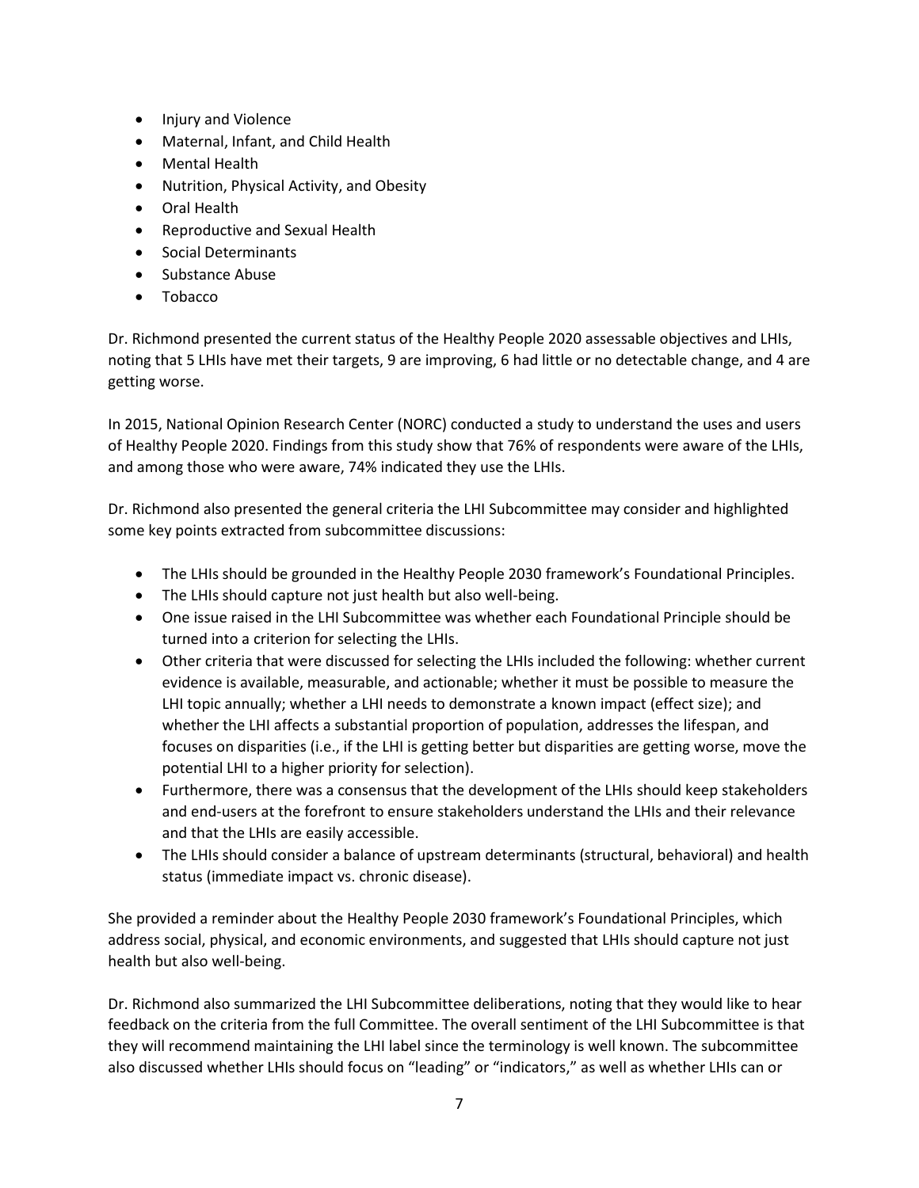- Injury and Violence
- Maternal, Infant, and Child Health
- Mental Health
- Nutrition, Physical Activity, and Obesity
- Oral Health
- Reproductive and Sexual Health
- Social Determinants
- Substance Abuse
- Tobacco

Dr. Richmond presented the current status of the Healthy People 2020 assessable objectives and LHIs, noting that 5 LHIs have met their targets, 9 are improving, 6 had little or no detectable change, and 4 are getting worse.

In 2015, National Opinion Research Center (NORC) conducted a study to understand the uses and users of Healthy People 2020. Findings from this study show that 76% of respondents were aware of the LHIs, and among those who were aware, 74% indicated they use the LHIs.

Dr. Richmond also presented the general criteria the LHI Subcommittee may consider and highlighted some key points extracted from subcommittee discussions:

- The LHIs should be grounded in the Healthy People 2030 framework's Foundational Principles.
- The LHIs should capture not just health but also well-being.
- One issue raised in the LHI Subcommittee was whether each Foundational Principle should be turned into a criterion for selecting the LHIs.
- Other criteria that were discussed for selecting the LHIs included the following: whether current evidence is available, measurable, and actionable; whether it must be possible to measure the LHI topic annually; whether a LHI needs to demonstrate a known impact (effect size); and whether the LHI affects a substantial proportion of population, addresses the lifespan, and focuses on disparities (i.e., if the LHI is getting better but disparities are getting worse, move the potential LHI to a higher priority for selection).
- Furthermore, there was a consensus that the development of the LHIs should keep stakeholders and end-users at the forefront to ensure stakeholders understand the LHIs and their relevance and that the LHIs are easily accessible.
- The LHIs should consider a balance of upstream determinants (structural, behavioral) and health status (immediate impact vs. chronic disease).

She provided a reminder about the Healthy People 2030 framework's Foundational Principles, which address social, physical, and economic environments, and suggested that LHIs should capture not just health but also well-being.

Dr. Richmond also summarized the LHI Subcommittee deliberations, noting that they would like to hear feedback on the criteria from the full Committee. The overall sentiment of the LHI Subcommittee is that they will recommend maintaining the LHI label since the terminology is well known. The subcommittee also discussed whether LHIs should focus on "leading" or "indicators," as well as whether LHIs can or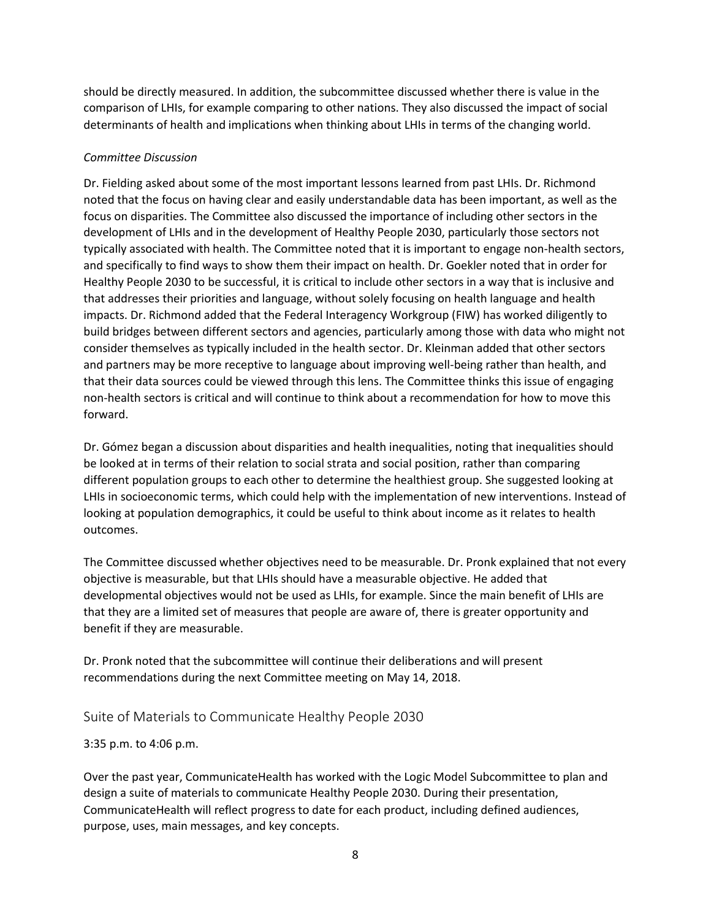should be directly measured. In addition, the subcommittee discussed whether there is value in the comparison of LHIs, for example comparing to other nations. They also discussed the impact of social determinants of health and implications when thinking about LHIs in terms of the changing world.

*Committee Discussion*

Dr. Fielding asked about some of the most important lessons learned from past LHIs. Dr. Richmond noted that the focus on having clear and easily understandable data has been important, as well as the focus on disparities. The Committee also discussed the importance of including other sectors in the development of LHIs and in the development of Healthy People 2030, particularly those sectors not typically associated with health. The Committee noted that it is important to engage non-health sectors, and specifically to find ways to show them their impact on health. Dr. Goekler noted that in order for Healthy People 2030 to be successful, it is critical to include other sectors in a way that is inclusive and that addresses their priorities and language, without solely focusing on health language and health impacts. Dr. Richmond added that the Federal Interagency Workgroup (FIW) has worked diligently to build bridges between different sectors and agencies, particularly among those with data who might not consider themselves as typically included in the health sector. Dr. Kleinman added that other sectors and partners may be more receptive to language about improving well-being rather than health, and that their data sources could be viewed through this lens. The Committee thinks this issue of engaging non-health sectors is critical and will continue to think about a recommendation for how to move this forward.

Dr. Gómez began a discussion about disparities and health inequalities, noting that inequalities should be looked at in terms of their relation to social strata and social position, rather than comparing different population groups to each other to determine the healthiest group. She suggested looking at LHIs in socioeconomic terms, which could help with the implementation of new interventions. Instead of looking at population demographics, it could be useful to think about income as it relates to health outcomes.

The Committee discussed whether objectives need to be measurable. Dr. Pronk explained that not every objective is measurable, but that LHIs should have a measurable objective. He added that developmental objectives would not be used as LHIs, for example. Since the main benefit of LHIs are that they are a limited set of measures that people are aware of, there is greater opportunity and benefit if they are measurable.

Dr. Pronk noted that the subcommittee will continue their deliberations and will present recommendations during the next Committee meeting on May 14, 2018.

## Suite of Materials to Communicate Healthy People 2030

3:35 p.m. to 4:06 p.m.

Over the past year, CommunicateHealth has worked with the Logic Model Subcommittee to plan and design a suite of materials to communicate Healthy People 2030. During their presentation, CommunicateHealth will reflect progress to date for each product, including defined audiences, purpose, uses, main messages, and key concepts.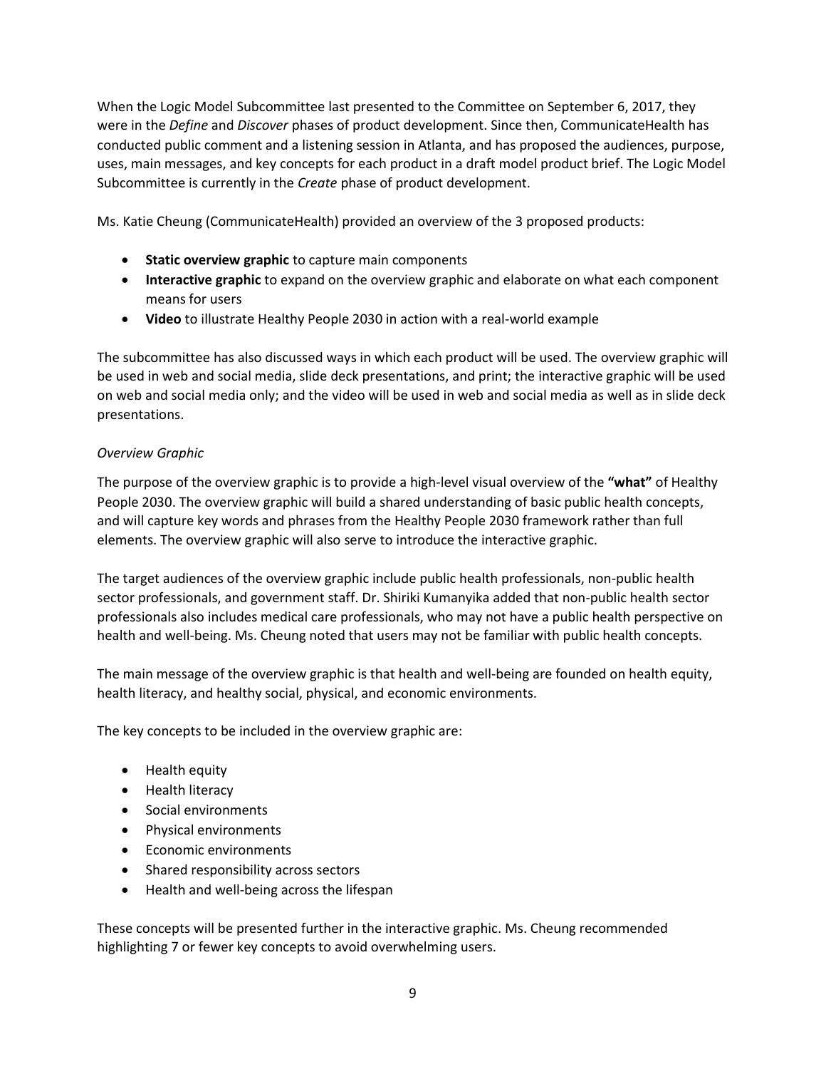When the Logic Model Subcommittee last presented to the Committee on September 6, 2017, they were in the *Define* and *Discover* phases of product development. Since then, CommunicateHealth has conducted public comment and a listening session in Atlanta, and has proposed the audiences, purpose, uses, main messages, and key concepts for each product in a draft model product brief. The Logic Model Subcommittee is currently in the *Create* phase of product development.

Ms. Katie Cheung (CommunicateHealth) provided an overview of the 3 proposed products:

- **Static overview graphic** to capture main components
- **Interactive graphic** to expand on the overview graphic and elaborate on what each component means for users
- **Video** to illustrate Healthy People 2030 in action with a real-world example

The subcommittee has also discussed ways in which each product will be used. The overview graphic will be used in web and social media, slide deck presentations, and print; the interactive graphic will be used on web and social media only; and the video will be used in web and social media as well as in slide deck presentations.

*Overview Graphic*

The purpose of the overview graphic is to provide a high-level visual overview of the **"what"** of Healthy People 2030. The overview graphic will build a shared understanding of basic public health concepts, and will capture key words and phrases from the Healthy People 2030 framework rather than full elements. The overview graphic will also serve to introduce the interactive graphic.

The target audiences of the overview graphic include public health professionals, non-public health sector professionals, and government staff. Dr. Shiriki Kumanyika added that non-public health sector professionals also includes medical care professionals, who may not have a public health perspective on health and well-being. Ms. Cheung noted that users may not be familiar with public health concepts.

The main message of the overview graphic is that health and well-being are founded on health equity, health literacy, and healthy social, physical, and economic environments.

The key concepts to be included in the overview graphic are:

- Health equity
- Health literacy
- Social environments
- Physical environments
- Economic environments
- Shared responsibility across sectors
- Health and well-being across the lifespan

These concepts will be presented further in the interactive graphic. Ms. Cheung recommended highlighting 7 or fewer key concepts to avoid overwhelming users.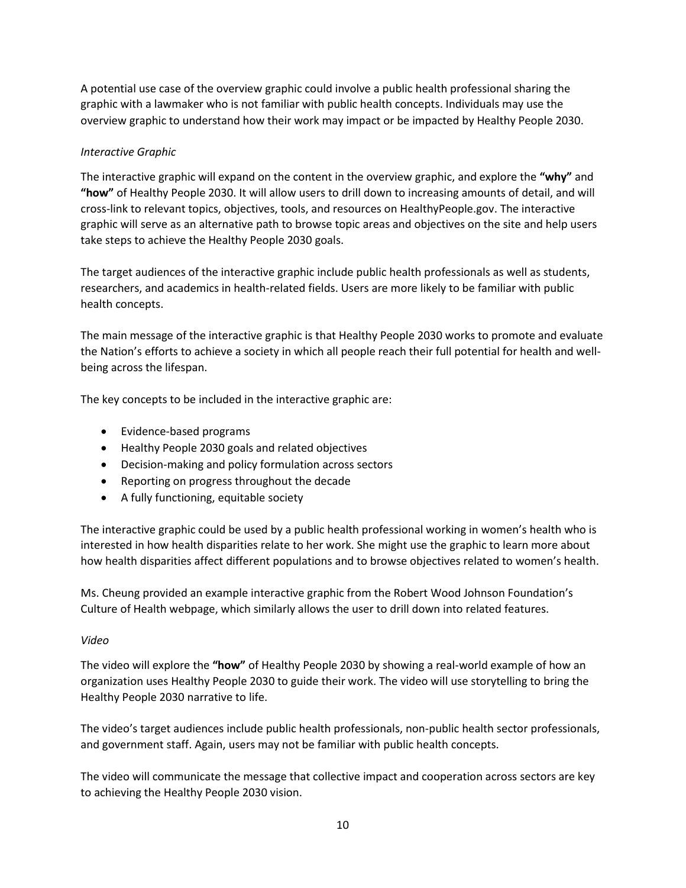A potential use case of the overview graphic could involve a public health professional sharing the graphic with a lawmaker who is not familiar with public health concepts. Individuals may use the overview graphic to understand how their work may impact or be impacted by Healthy People 2030.

*Interactive Graphic*

The interactive graphic will expand on the content in the overview graphic, and explore the **"why"** and **"how"** of Healthy People 2030. It will allow users to drill down to increasing amounts of detail, and will cross-link to relevant topics, objectives, tools, and resources on HealthyPeople.gov. The interactive graphic will serve as an alternative path to browse topic areas and objectives on the site and help users take steps to achieve the Healthy People 2030 goals.

The target audiences of the interactive graphic include public health professionals as well as students, researchers, and academics in health-related fields. Users are more likely to be familiar with public health concepts.

The main message of the interactive graphic is that Healthy People 2030 works to promote and evaluate the Nation's efforts to achieve a society in which all people reach their full potential for health and well-being across the lifespan.

The key concepts to be included in the interactive graphic are:

- Evidence-based programs
- Healthy People 2030 goals and related objectives
- Decision-making and policy formulation across sectors
- Reporting on progress throughout the decade
- A fully functioning, equitable society

The interactive graphic could be used by a public health professional working in women's health who is interested in how health disparities relate to her work. She might use the graphic to learn more about how health disparities affect different populations and to browse objectives related to women's health.

Ms. Cheung provided an example interactive graphic from the Robert Wood Johnson Foundation's Culture of Health webpage, which similarly allows the user to drill down into related features.

*Video*

The video will explore the **"how"** of Healthy People 2030 by showing a real-world example of how an organization uses Healthy People 2030 to guide their work. The video will use storytelling to bring the Healthy People 2030 narrative to life.

The video's target audiences include public health professionals, non-public health sector professionals, and government staff. Again, users may not be familiar with public health concepts.

The video will communicate the message that collective impact and cooperation across sectors are key to achieving the Healthy People 2030 vision.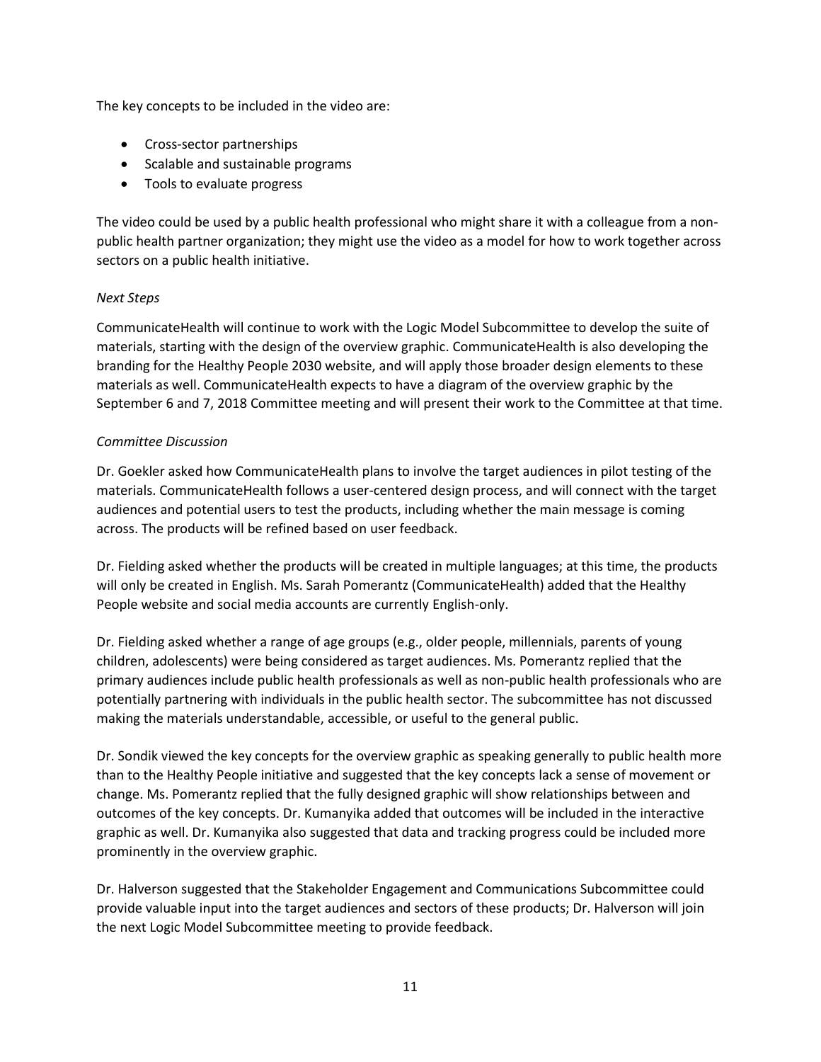The key concepts to be included in the video are:

- Cross-sector partnerships
- Scalable and sustainable programs
- Tools to evaluate progress

The video could be used by a public health professional who might share it with a colleague from a non-public health partner organization; they might use the video as a model for how to work together across sectors on a public health initiative.

*Next Steps*

CommunicateHealth will continue to work with the Logic Model Subcommittee to develop the suite of materials, starting with the design of the overview graphic. CommunicateHealth is also developing the branding for the Healthy People 2030 website, and will apply those broader design elements to these materials as well. CommunicateHealth expects to have a diagram of the overview graphic by the September 6 and 7, 2018 Committee meeting and will present their work to the Committee at that time.

*Committee Discussion*

Dr. Goekler asked how CommunicateHealth plans to involve the target audiences in pilot testing of the materials. CommunicateHealth follows a user-centered design process, and will connect with the target audiences and potential users to test the products, including whether the main message is coming across. The products will be refined based on user feedback.

Dr. Fielding asked whether the products will be created in multiple languages; at this time, the products will only be created in English. Ms. Sarah Pomerantz (CommunicateHealth) added that the Healthy People website and social media accounts are currently English-only.

Dr. Fielding asked whether a range of age groups (e.g., older people, millennials, parents of young children, adolescents) were being considered as target audiences. Ms. Pomerantz replied that the primary audiences include public health professionals as well as non-public health professionals who are potentially partnering with individuals in the public health sector. The subcommittee has not discussed making the materials understandable, accessible, or useful to the general public.

Dr. Sondik viewed the key concepts for the overview graphic as speaking generally to public health more than to the Healthy People initiative and suggested that the key concepts lack a sense of movement or change. Ms. Pomerantz replied that the fully designed graphic will show relationships between and outcomes of the key concepts. Dr. Kumanyika added that outcomes will be included in the interactive graphic as well. Dr. Kumanyika also suggested that data and tracking progress could be included more prominently in the overview graphic.

Dr. Halverson suggested that the Stakeholder Engagement and Communications Subcommittee could provide valuable input into the target audiences and sectors of these products; Dr. Halverson will join the next Logic Model Subcommittee meeting to provide feedback.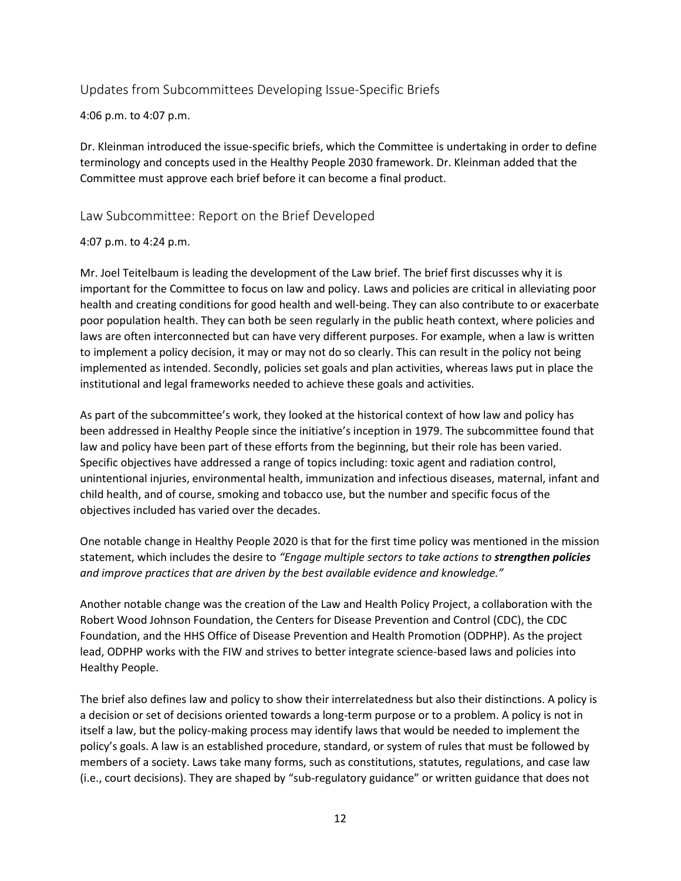## Updates from Subcommittees Developing Issue-Specific Briefs

4:06 p.m. to 4:07 p.m.

Dr. Kleinman introduced the issue-specific briefs, which the Committee is undertaking in order to define terminology and concepts used in the Healthy People 2030 framework. Dr. Kleinman added that the Committee must approve each brief before it can become a final product.

## Law Subcommittee: Report on the Brief Developed

4:07 p.m. to 4:24 p.m.

Mr. Joel Teitelbaum is leading the development of the Law brief. The brief first discusses why it is important for the Committee to focus on law and policy. Laws and policies are critical in alleviating poor health and creating conditions for good health and well-being. They can also contribute to or exacerbate poor population health. They can both be seen regularly in the public heath context, where policies and laws are often interconnected but can have very different purposes. For example, when a law is written to implement a policy decision, it may or may not do so clearly. This can result in the policy not being implemented as intended. Secondly, policies set goals and plan activities, whereas laws put in place the institutional and legal frameworks needed to achieve these goals and activities.

As part of the subcommittee's work, they looked at the historical context of how law and policy has been addressed in Healthy People since the initiative's inception in 1979. The subcommittee found that law and policy have been part of these efforts from the beginning, but their role has been varied. Specific objectives have addressed a range of topics including: toxic agent and radiation control, unintentional injuries, environmental health, immunization and infectious diseases, maternal, infant and child health, and of course, smoking and tobacco use, but the number and specific focus of the objectives included has varied over the decades.

One notable change in Healthy People 2020 is that for the first time policy was mentioned in the mission statement, which includes the desire to *"Engage multiple sectors to take actions to **strengthen policies** and improve practices that are driven by the best available evidence and knowledge."*

Another notable change was the creation of the Law and Health Policy Project, a collaboration with the Robert Wood Johnson Foundation, the Centers for Disease Prevention and Control (CDC), the CDC Foundation, and the HHS Office of Disease Prevention and Health Promotion (ODPHP). As the project lead, ODPHP works with the FIW and strives to better integrate science-based laws and policies into Healthy People.

The brief also defines law and policy to show their interrelatedness but also their distinctions. A policy is a decision or set of decisions oriented towards a long-term purpose or to a problem. A policy is not in itself a law, but the policy-making process may identify laws that would be needed to implement the policy's goals. A law is an established procedure, standard, or system of rules that must be followed by members of a society. Laws take many forms, such as constitutions, statutes, regulations, and case law (i.e., court decisions). They are shaped by "sub-regulatory guidance" or written guidance that does not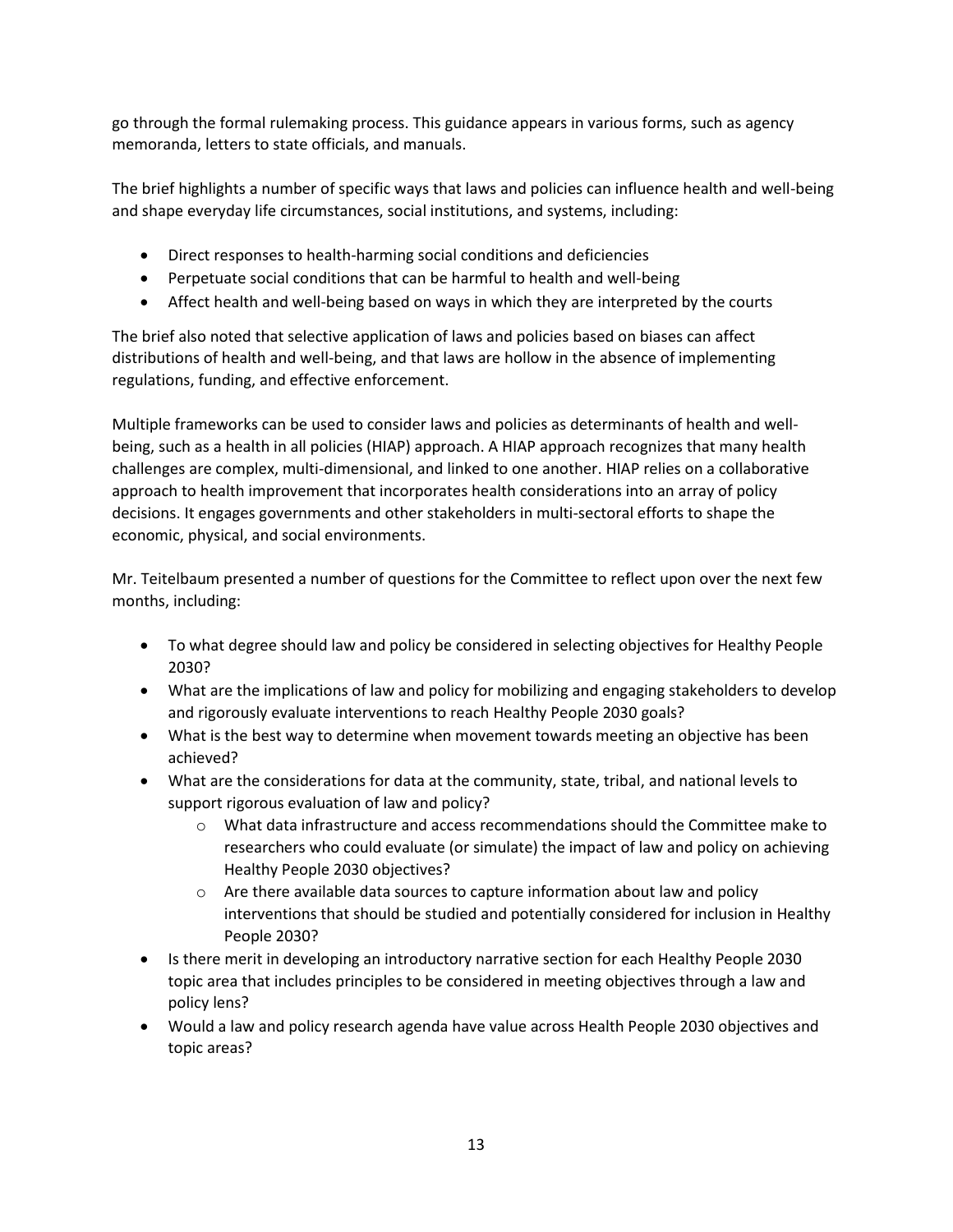go through the formal rulemaking process. This guidance appears in various forms, such as agency memoranda, letters to state officials, and manuals.

The brief highlights a number of specific ways that laws and policies can influence health and well-being and shape everyday life circumstances, social institutions, and systems, including:

- Direct responses to health-harming social conditions and deficiencies
- Perpetuate social conditions that can be harmful to health and well-being
- Affect health and well-being based on ways in which they are interpreted by the courts

The brief also noted that selective application of laws and policies based on biases can affect distributions of health and well-being, and that laws are hollow in the absence of implementing regulations, funding, and effective enforcement.

Multiple frameworks can be used to consider laws and policies as determinants of health and well-being, such as a health in all policies (HIAP) approach. A HIAP approach recognizes that many health challenges are complex, multi-dimensional, and linked to one another. HIAP relies on a collaborative approach to health improvement that incorporates health considerations into an array of policy decisions. It engages governments and other stakeholders in multi-sectoral efforts to shape the economic, physical, and social environments.

Mr. Teitelbaum presented a number of questions for the Committee to reflect upon over the next few months, including:

- To what degree should law and policy be considered in selecting objectives for Healthy People 2030?
- What are the implications of law and policy for mobilizing and engaging stakeholders to develop and rigorously evaluate interventions to reach Healthy People 2030 goals?
- What is the best way to determine when movement towards meeting an objective has been achieved?
- What are the considerations for data at the community, state, tribal, and national levels to support rigorous evaluation of law and policy?
    - What data infrastructure and access recommendations should the Committee make to researchers who could evaluate (or simulate) the impact of law and policy on achieving Healthy People 2030 objectives?
    - Are there available data sources to capture information about law and policy interventions that should be studied and potentially considered for inclusion in Healthy People 2030?
- Is there merit in developing an introductory narrative section for each Healthy People 2030 topic area that includes principles to be considered in meeting objectives through a law and policy lens?
- Would a law and policy research agenda have value across Health People 2030 objectives and topic areas?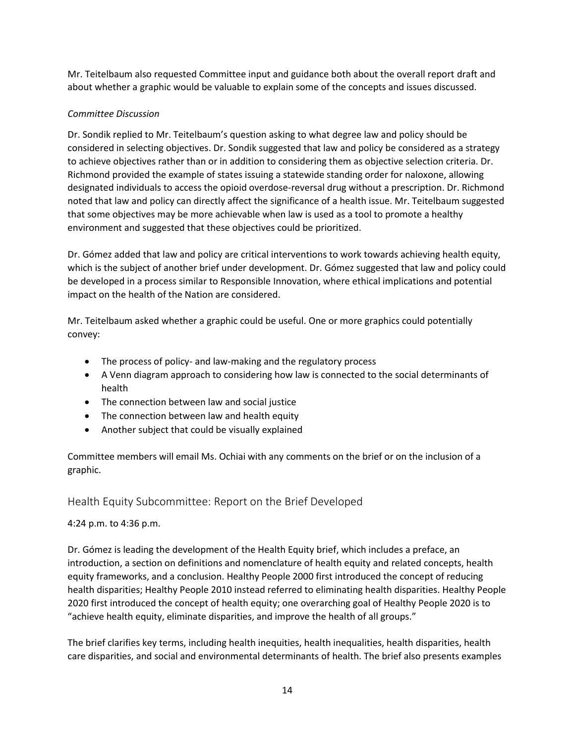Mr. Teitelbaum also requested Committee input and guidance both about the overall report draft and about whether a graphic would be valuable to explain some of the concepts and issues discussed.

### *Committee Discussion*

Dr. Sondik replied to Mr. Teitelbaum's question asking to what degree law and policy should be considered in selecting objectives. Dr. Sondik suggested that law and policy be considered as a strategy to achieve objectives rather than or in addition to considering them as objective selection criteria. Dr. Richmond provided the example of states issuing a statewide standing order for naloxone, allowing designated individuals to access the opioid overdose-reversal drug without a prescription. Dr. Richmond noted that law and policy can directly affect the significance of a health issue. Mr. Teitelbaum suggested that some objectives may be more achievable when law is used as a tool to promote a healthy environment and suggested that these objectives could be prioritized.

Dr. Gómez added that law and policy are critical interventions to work towards achieving health equity, which is the subject of another brief under development. Dr. Gómez suggested that law and policy could be developed in a process similar to Responsible Innovation, where ethical implications and potential impact on the health of the Nation are considered.

Mr. Teitelbaum asked whether a graphic could be useful. One or more graphics could potentially convey:

- The process of policy- and law-making and the regulatory process
- A Venn diagram approach to considering how law is connected to the social determinants of health
- The connection between law and social justice
- The connection between law and health equity
- Another subject that could be visually explained

Committee members will email Ms. Ochiai with any comments on the brief or on the inclusion of a graphic.

## Health Equity Subcommittee: Report on the Brief Developed

4:24 p.m. to 4:36 p.m.

Dr. Gómez is leading the development of the Health Equity brief, which includes a preface, an introduction, a section on definitions and nomenclature of health equity and related concepts, health equity frameworks, and a conclusion. Healthy People 2000 first introduced the concept of reducing health disparities; Healthy People 2010 instead referred to eliminating health disparities. Healthy People 2020 first introduced the concept of health equity; one overarching goal of Healthy People 2020 is to "achieve health equity, eliminate disparities, and improve the health of all groups."

The brief clarifies key terms, including health inequities, health inequalities, health disparities, health care disparities, and social and environmental determinants of health. The brief also presents examples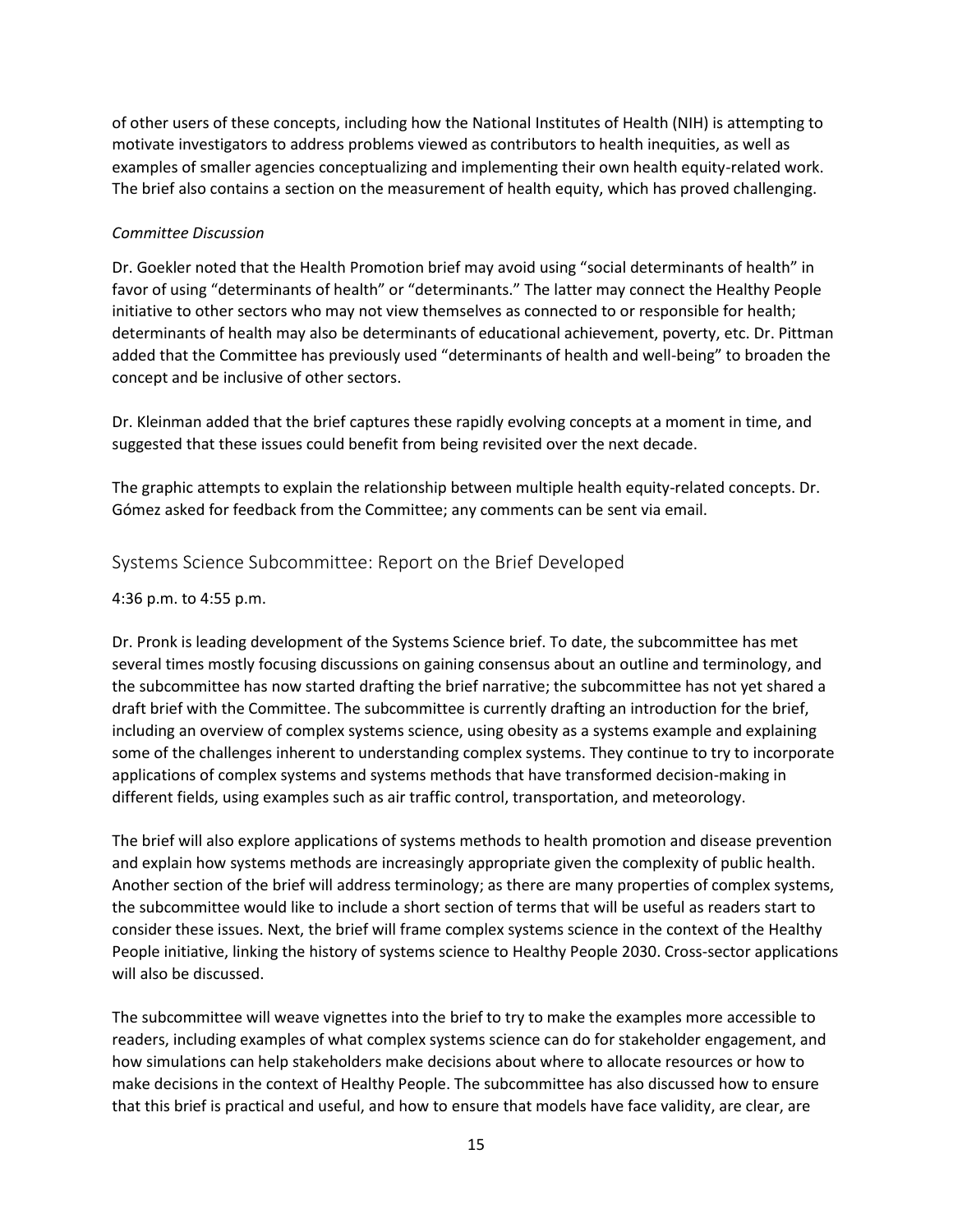of other users of these concepts, including how the National Institutes of Health (NIH) is attempting to motivate investigators to address problems viewed as contributors to health inequities, as well as examples of smaller agencies conceptualizing and implementing their own health equity-related work. The brief also contains a section on the measurement of health equity, which has proved challenging.

*Committee Discussion*

Dr. Goekler noted that the Health Promotion brief may avoid using "social determinants of health" in favor of using "determinants of health" or "determinants." The latter may connect the Healthy People initiative to other sectors who may not view themselves as connected to or responsible for health; determinants of health may also be determinants of educational achievement, poverty, etc. Dr. Pittman added that the Committee has previously used "determinants of health and well-being" to broaden the concept and be inclusive of other sectors.

Dr. Kleinman added that the brief captures these rapidly evolving concepts at a moment in time, and suggested that these issues could benefit from being revisited over the next decade.

The graphic attempts to explain the relationship between multiple health equity-related concepts. Dr. Gómez asked for feedback from the Committee; any comments can be sent via email.

## Systems Science Subcommittee: Report on the Brief Developed

4:36 p.m. to 4:55 p.m.

Dr. Pronk is leading development of the Systems Science brief. To date, the subcommittee has met several times mostly focusing discussions on gaining consensus about an outline and terminology, and the subcommittee has now started drafting the brief narrative; the subcommittee has not yet shared a draft brief with the Committee. The subcommittee is currently drafting an introduction for the brief, including an overview of complex systems science, using obesity as a systems example and explaining some of the challenges inherent to understanding complex systems. They continue to try to incorporate applications of complex systems and systems methods that have transformed decision-making in different fields, using examples such as air traffic control, transportation, and meteorology.

The brief will also explore applications of systems methods to health promotion and disease prevention and explain how systems methods are increasingly appropriate given the complexity of public health. Another section of the brief will address terminology; as there are many properties of complex systems, the subcommittee would like to include a short section of terms that will be useful as readers start to consider these issues. Next, the brief will frame complex systems science in the context of the Healthy People initiative, linking the history of systems science to Healthy People 2030. Cross-sector applications will also be discussed.

The subcommittee will weave vignettes into the brief to try to make the examples more accessible to readers, including examples of what complex systems science can do for stakeholder engagement, and how simulations can help stakeholders make decisions about where to allocate resources or how to make decisions in the context of Healthy People. The subcommittee has also discussed how to ensure that this brief is practical and useful, and how to ensure that models have face validity, are clear, are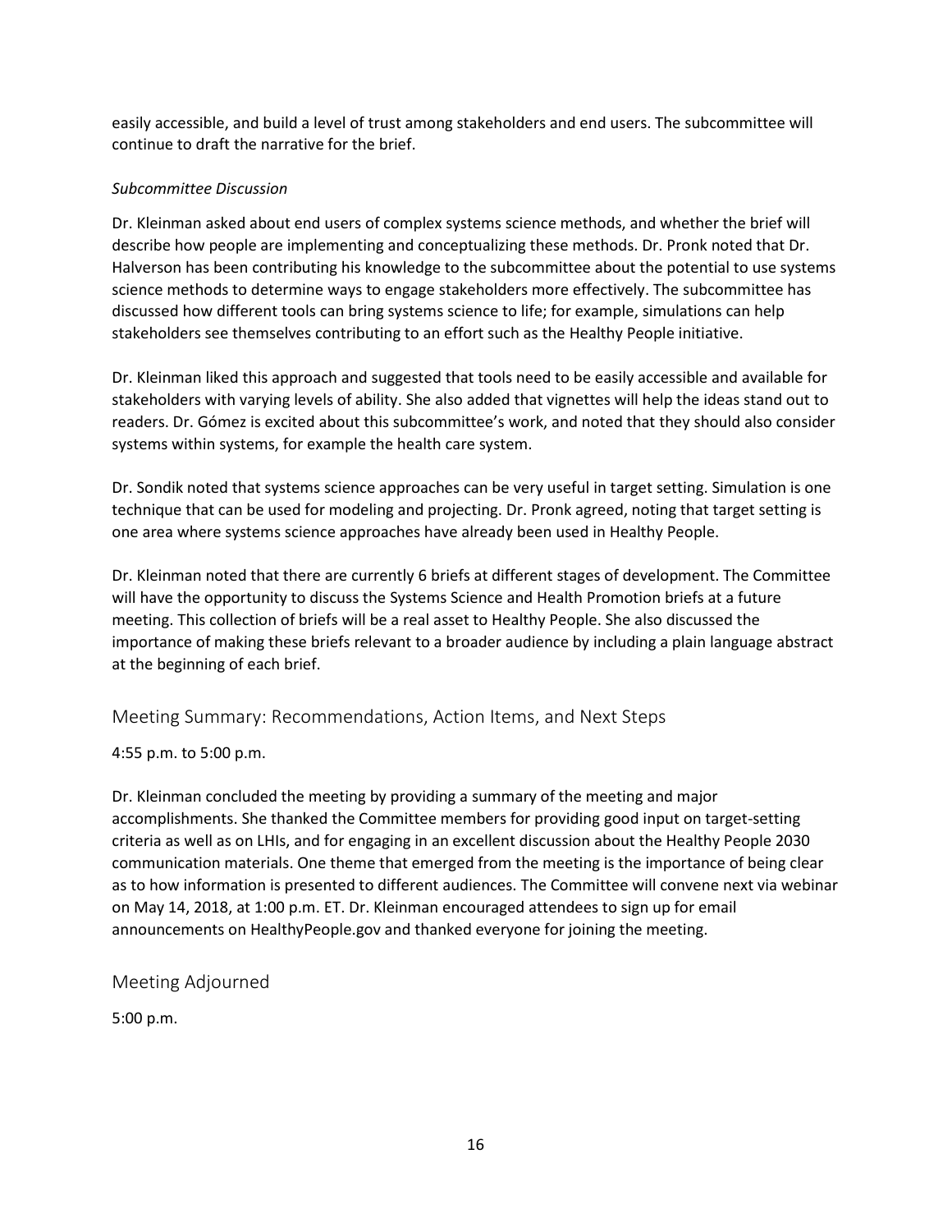easily accessible, and build a level of trust among stakeholders and end users. The subcommittee will continue to draft the narrative for the brief.

*Subcommittee Discussion*

Dr. Kleinman asked about end users of complex systems science methods, and whether the brief will describe how people are implementing and conceptualizing these methods. Dr. Pronk noted that Dr. Halverson has been contributing his knowledge to the subcommittee about the potential to use systems science methods to determine ways to engage stakeholders more effectively. The subcommittee has discussed how different tools can bring systems science to life; for example, simulations can help stakeholders see themselves contributing to an effort such as the Healthy People initiative.

Dr. Kleinman liked this approach and suggested that tools need to be easily accessible and available for stakeholders with varying levels of ability. She also added that vignettes will help the ideas stand out to readers. Dr. Gómez is excited about this subcommittee's work, and noted that they should also consider systems within systems, for example the health care system.

Dr. Sondik noted that systems science approaches can be very useful in target setting. Simulation is one technique that can be used for modeling and projecting. Dr. Pronk agreed, noting that target setting is one area where systems science approaches have already been used in Healthy People.

Dr. Kleinman noted that there are currently 6 briefs at different stages of development. The Committee will have the opportunity to discuss the Systems Science and Health Promotion briefs at a future meeting. This collection of briefs will be a real asset to Healthy People. She also discussed the importance of making these briefs relevant to a broader audience by including a plain language abstract at the beginning of each brief.

## Meeting Summary: Recommendations, Action Items, and Next Steps

4:55 p.m. to 5:00 p.m.

Dr. Kleinman concluded the meeting by providing a summary of the meeting and major accomplishments. She thanked the Committee members for providing good input on target-setting criteria as well as on LHIs, and for engaging in an excellent discussion about the Healthy People 2030 communication materials. One theme that emerged from the meeting is the importance of being clear as to how information is presented to different audiences. The Committee will convene next via webinar on May 14, 2018, at 1:00 p.m. ET. Dr. Kleinman encouraged attendees to sign up for email announcements on HealthyPeople.gov and thanked everyone for joining the meeting.

## Meeting Adjourned

5:00 p.m.